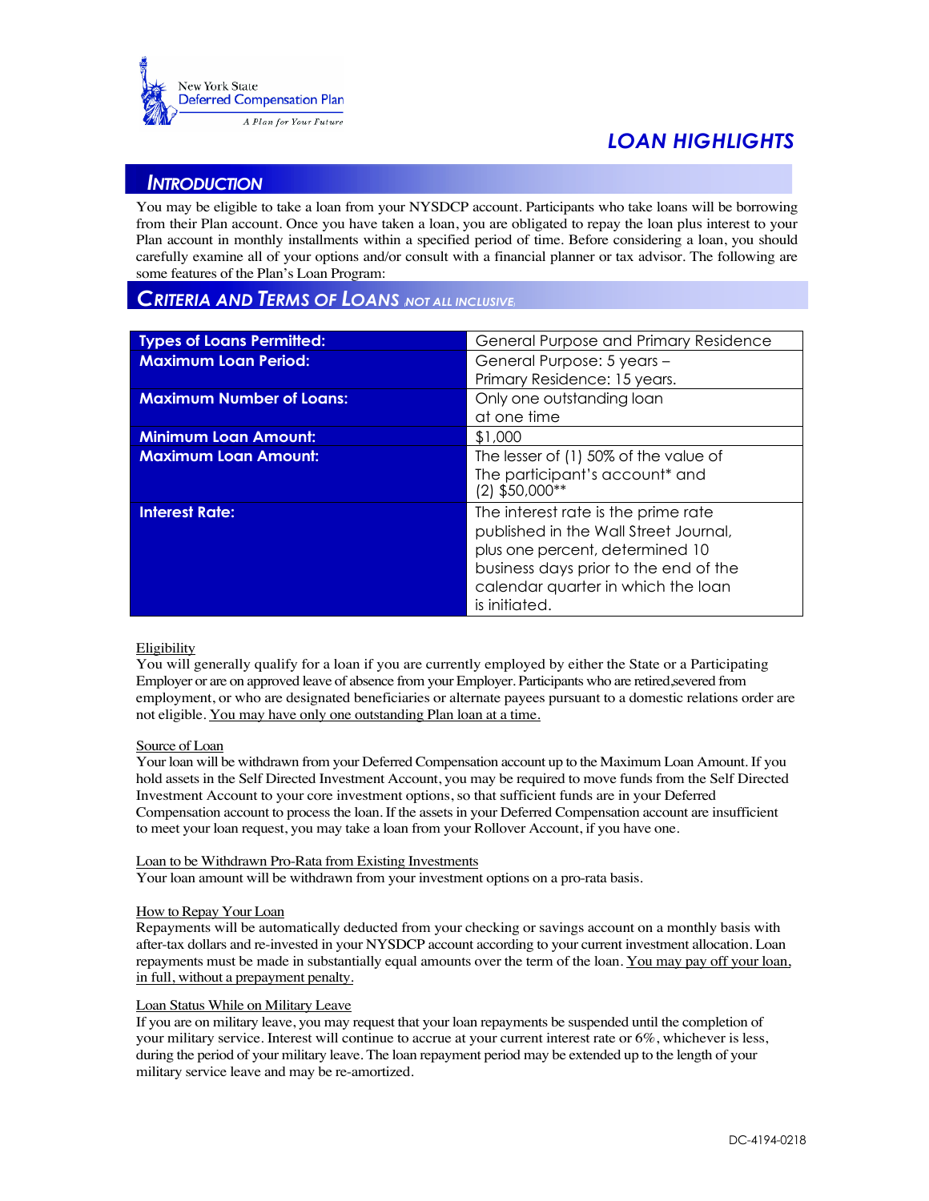New York State
Deferred Compensation Plan
*A Plan for Your Future*

# LOAN HIGHLIGHTS

## INTRODUCTION

You may be eligible to take a loan from your NYSDCP account. Participants who take loans will be borrowing from their Plan account. Once you have taken a loan, you are obligated to repay the loan plus interest to your Plan account in monthly installments within a specified period of time. Before considering a loan, you should carefully examine all of your options and/or consult with a financial planner or tax advisor. The following are some features of the Plan's Loan Program:

## CRITERIA AND TERMS OF LOANS (NOT ALL INCLUSIVE)

| | |
|---|---|
| **Types of Loans Permitted:** | General Purpose and Primary Residence |
| **Maximum Loan Period:** | General Purpose: 5 years – Primary Residence: 15 years. |
| **Maximum Number of Loans:** | Only one outstanding loan at one time |
| **Minimum Loan Amount:** | $1,000 |
| **Maximum Loan Amount:** | The lesser of (1) 50% of the value of The participant's account* and (2) $50,000** |
| **Interest Rate:** | The interest rate is the prime rate published in the Wall Street Journal, plus one percent, determined 10 business days prior to the end of the calendar quarter in which the loan is initiated. |

Eligibility

You will generally qualify for a loan if you are currently employed by either the State or a Participating Employer or are on approved leave of absence from your Employer. Participants who are retired,severed from employment, or who are designated beneficiaries or alternate payees pursuant to a domestic relations order are not eligible. You may have only one outstanding Plan loan at a time.

Source of Loan

Your loan will be withdrawn from your Deferred Compensation account up to the Maximum Loan Amount. If you hold assets in the Self Directed Investment Account, you may be required to move funds from the Self Directed Investment Account to your core investment options, so that sufficient funds are in your Deferred Compensation account to process the loan. If the assets in your Deferred Compensation account are insufficient to meet your loan request, you may take a loan from your Rollover Account, if you have one.

Loan to be Withdrawn Pro-Rata from Existing Investments

Your loan amount will be withdrawn from your investment options on a pro-rata basis.

How to Repay Your Loan

Repayments will be automatically deducted from your checking or savings account on a monthly basis with after-tax dollars and re-invested in your NYSDCP account according to your current investment allocation. Loan repayments must be made in substantially equal amounts over the term of the loan. You may pay off your loan, in full, without a prepayment penalty.

Loan Status While on Military Leave

If you are on military leave, you may request that your loan repayments be suspended until the completion of your military service. Interest will continue to accrue at your current interest rate or 6%, whichever is less, during the period of your military leave. The loan repayment period may be extended up to the length of your military service leave and may be re-amortized.

DC-4194-0218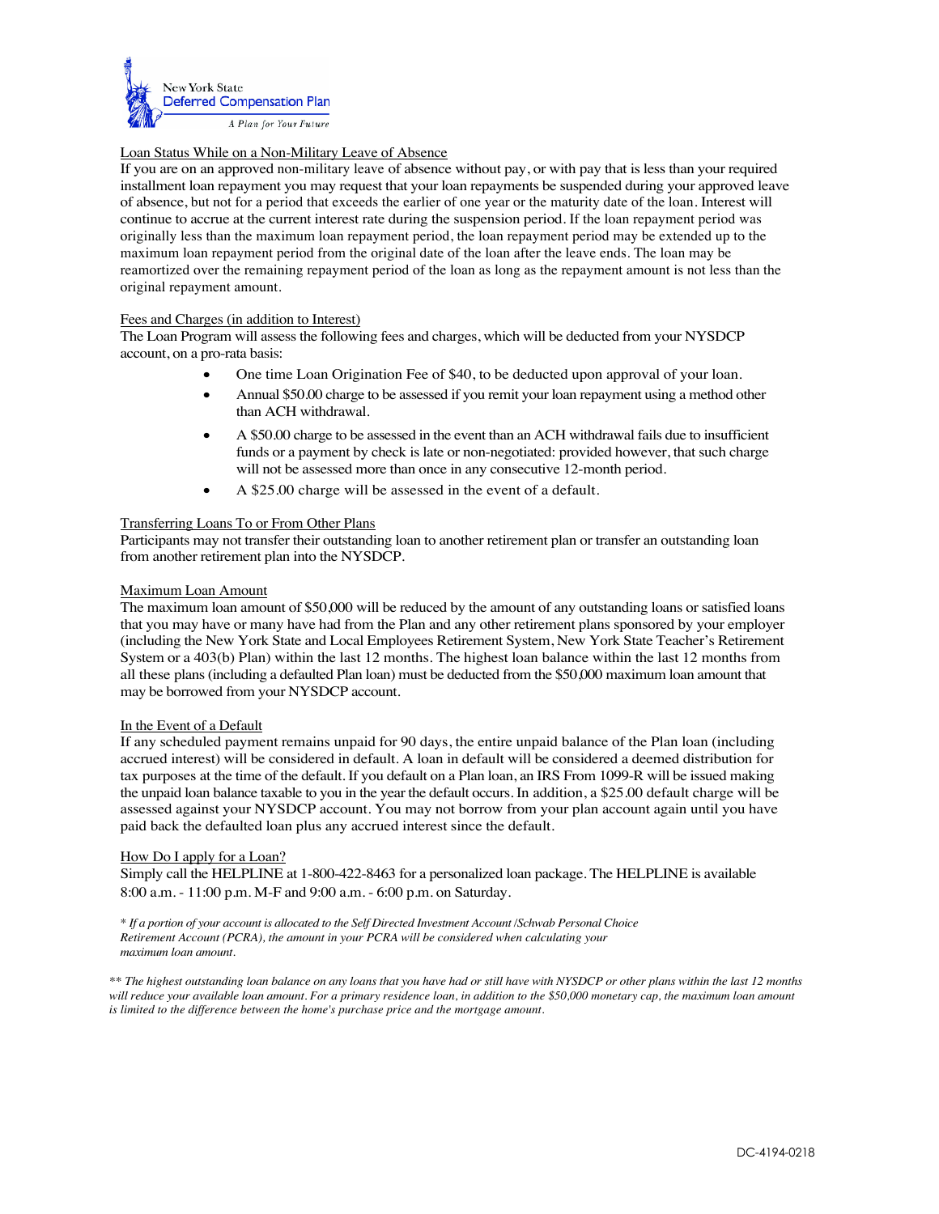New York State
Deferred Compensation Plan
*A Plan for Your Future*

Loan Status While on a Non-Military Leave of Absence

If you are on an approved non-military leave of absence without pay, or with pay that is less than your required installment loan repayment you may request that your loan repayments be suspended during your approved leave of absence, but not for a period that exceeds the earlier of one year or the maturity date of the loan. Interest will continue to accrue at the current interest rate during the suspension period. If the loan repayment period was originally less than the maximum loan repayment period, the loan repayment period may be extended up to the maximum loan repayment period from the original date of the loan after the leave ends. The loan may be reamortized over the remaining repayment period of the loan as long as the repayment amount is not less than the original repayment amount.

Fees and Charges (in addition to Interest)

The Loan Program will assess the following fees and charges, which will be deducted from your NYSDCP account, on a pro-rata basis:

- One time Loan Origination Fee of $40, to be deducted upon approval of your loan.
- Annual $50.00 charge to be assessed if you remit your loan repayment using a method other than ACH withdrawal.
- A $50.00 charge to be assessed in the event than an ACH withdrawal fails due to insufficient funds or a payment by check is late or non-negotiated: provided however, that such charge will not be assessed more than once in any consecutive 12-month period.
- A $25.00 charge will be assessed in the event of a default.

Transferring Loans To or From Other Plans

Participants may not transfer their outstanding loan to another retirement plan or transfer an outstanding loan from another retirement plan into the NYSDCP.

Maximum Loan Amount

The maximum loan amount of $50,000 will be reduced by the amount of any outstanding loans or satisfied loans that you may have or many have had from the Plan and any other retirement plans sponsored by your employer (including the New York State and Local Employees Retirement System, New York State Teacher's Retirement System or a 403(b) Plan) within the last 12 months. The highest loan balance within the last 12 months from all these plans (including a defaulted Plan loan) must be deducted from the $50,000 maximum loan amount that may be borrowed from your NYSDCP account.

In the Event of a Default

If any scheduled payment remains unpaid for 90 days, the entire unpaid balance of the Plan loan (including accrued interest) will be considered in default. A loan in default will be considered a deemed distribution for tax purposes at the time of the default. If you default on a Plan loan, an IRS From 1099-R will be issued making the unpaid loan balance taxable to you in the year the default occurs. In addition, a $25.00 default charge will be assessed against your NYSDCP account. You may not borrow from your plan account again until you have paid back the defaulted loan plus any accrued interest since the default.

How Do I apply for a Loan?

Simply call the HELPLINE at 1-800-422-8463 for a personalized loan package. The HELPLINE is available 8:00 a.m. - 11:00 p.m. M-F and 9:00 a.m. - 6:00 p.m. on Saturday.

*\* If a portion of your account is allocated to the Self Directed Investment Account /Schwab Personal Choice Retirement Account (PCRA), the amount in your PCRA will be considered when calculating your maximum loan amount.*

*\*\* The highest outstanding loan balance on any loans that you have had or still have with NYSDCP or other plans within the last 12 months will reduce your available loan amount. For a primary residence loan, in addition to the $50,000 monetary cap, the maximum loan amount is limited to the difference between the home's purchase price and the mortgage amount.*

DC-4194-0218